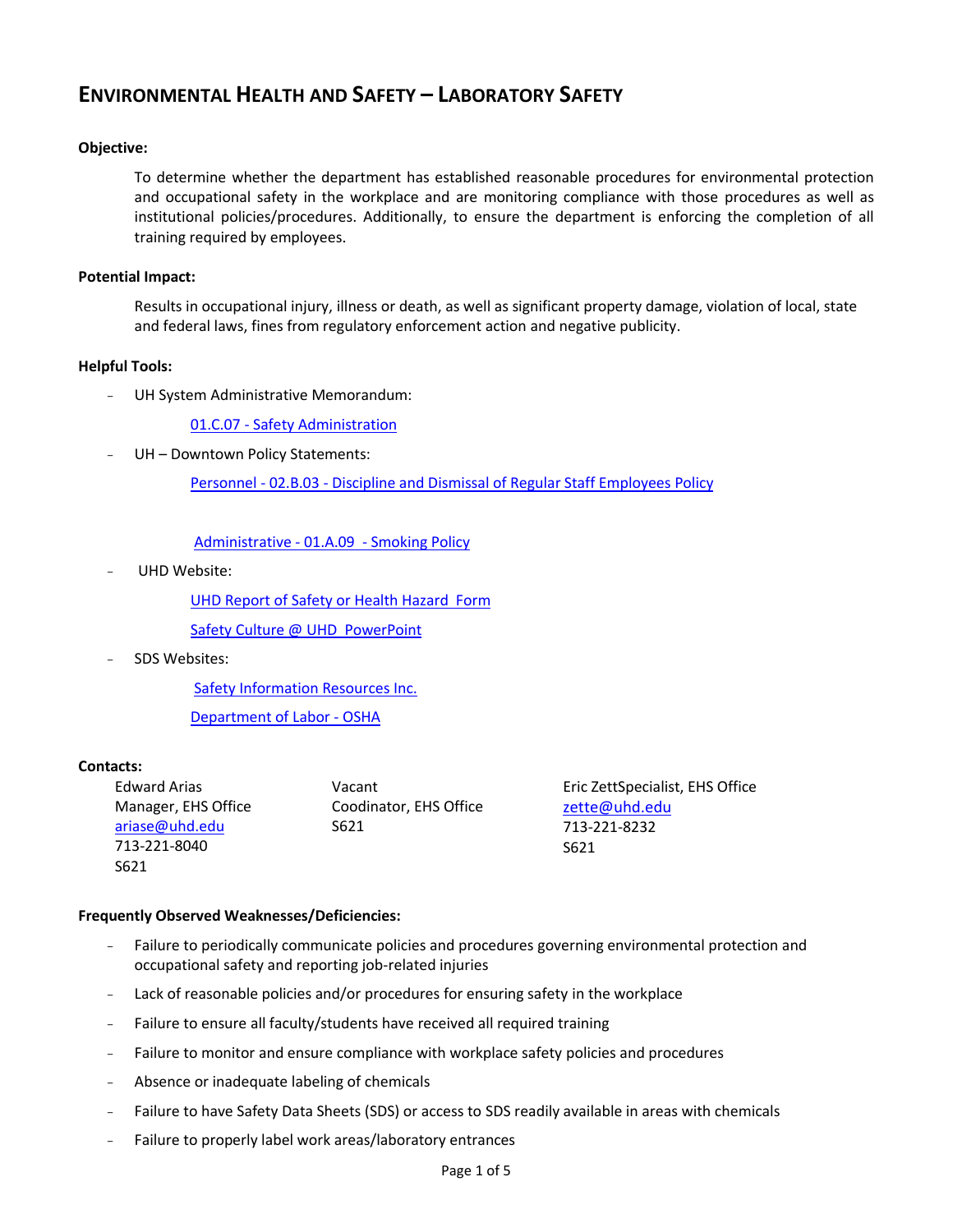# ENVIRONMENTAL HEALTH AND SAFETY – LABORATORY SAFETY

**Objective:**

To determine whether the department has established reasonable procedures for environmental protection and occupational safety in the workplace and are monitoring compliance with those procedures as well as institutional policies/procedures. Additionally, to ensure the department is enforcing the completion of all training required by employees.

**Potential Impact:**

Results in occupational injury, illness or death, as well as significant property damage, violation of local, state and federal laws, fines from regulatory enforcement action and negative publicity.

**Helpful Tools:**

- UH System Administrative Memorandum:
  - 01.C.07 - Safety Administration
- UH – Downtown Policy Statements:
  - Personnel - 02.B.03 - Discipline and Dismissal of Regular Staff Employees Policy
  - Administrative - 01.A.09 - Smoking Policy
- UHD Website:
  - UHD Report of Safety or Health Hazard Form
  - Safety Culture @ UHD PowerPoint
- SDS Websites:
  - Safety Information Resources Inc.
  - Department of Labor - OSHA

**Contacts:**

Edward Arias
Manager, EHS Office
ariase@uhd.edu
713-221-8040
S621

Vacant
Coodinator, EHS Office
S621

Eric ZettSpecialist, EHS Office
zette@uhd.edu
713-221-8232
S621

**Frequently Observed Weaknesses/Deficiencies:**

- Failure to periodically communicate policies and procedures governing environmental protection and occupational safety and reporting job-related injuries
- Lack of reasonable policies and/or procedures for ensuring safety in the workplace
- Failure to ensure all faculty/students have received all required training
- Failure to monitor and ensure compliance with workplace safety policies and procedures
- Absence or inadequate labeling of chemicals
- Failure to have Safety Data Sheets (SDS) or access to SDS readily available in areas with chemicals
- Failure to properly label work areas/laboratory entrances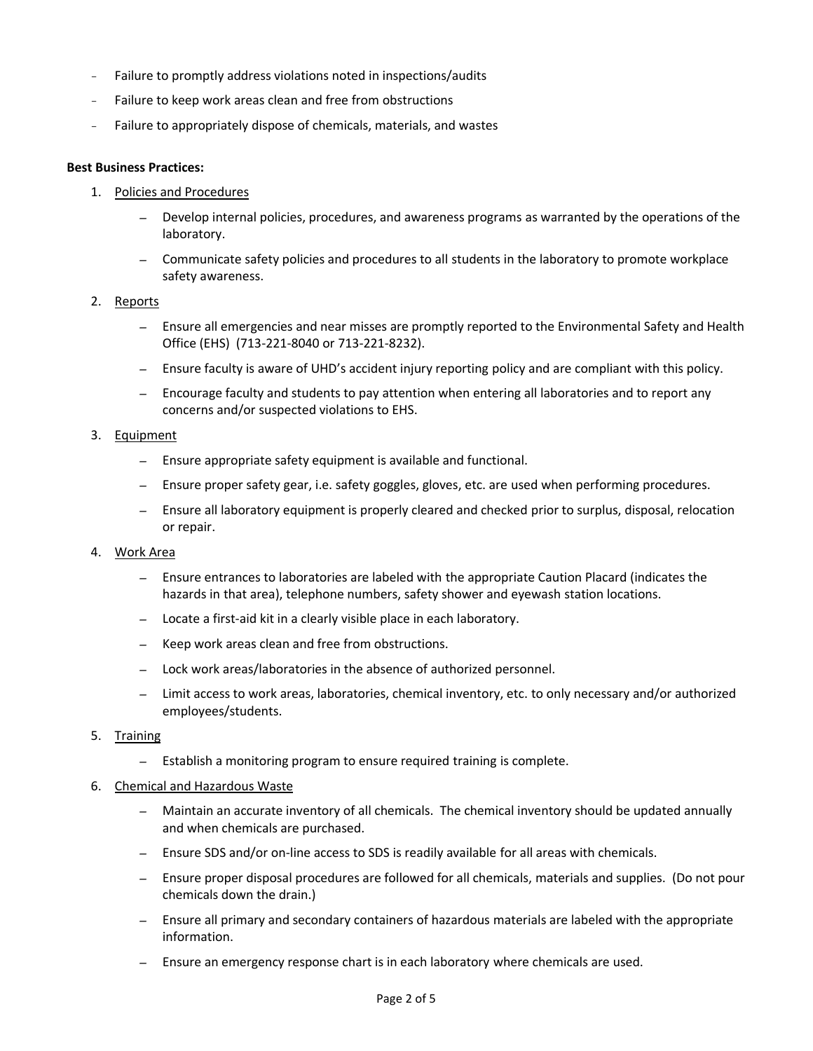- Failure to promptly address violations noted in inspections/audits
- Failure to keep work areas clean and free from obstructions
- Failure to appropriately dispose of chemicals, materials, and wastes

**Best Business Practices:**

1. Policies and Procedures
   - Develop internal policies, procedures, and awareness programs as warranted by the operations of the laboratory.
   - Communicate safety policies and procedures to all students in the laboratory to promote workplace safety awareness.
2. Reports
   - Ensure all emergencies and near misses are promptly reported to the Environmental Safety and Health Office (EHS) (713-221-8040 or 713-221-8232).
   - Ensure faculty is aware of UHD's accident injury reporting policy and are compliant with this policy.
   - Encourage faculty and students to pay attention when entering all laboratories and to report any concerns and/or suspected violations to EHS.
3. Equipment
   - Ensure appropriate safety equipment is available and functional.
   - Ensure proper safety gear, i.e. safety goggles, gloves, etc. are used when performing procedures.
   - Ensure all laboratory equipment is properly cleared and checked prior to surplus, disposal, relocation or repair.
4. Work Area
   - Ensure entrances to laboratories are labeled with the appropriate Caution Placard (indicates the hazards in that area), telephone numbers, safety shower and eyewash station locations.
   - Locate a first-aid kit in a clearly visible place in each laboratory.
   - Keep work areas clean and free from obstructions.
   - Lock work areas/laboratories in the absence of authorized personnel.
   - Limit access to work areas, laboratories, chemical inventory, etc. to only necessary and/or authorized employees/students.
5. Training
   - Establish a monitoring program to ensure required training is complete.
6. Chemical and Hazardous Waste
   - Maintain an accurate inventory of all chemicals. The chemical inventory should be updated annually and when chemicals are purchased.
   - Ensure SDS and/or on-line access to SDS is readily available for all areas with chemicals.
   - Ensure proper disposal procedures are followed for all chemicals, materials and supplies. (Do not pour chemicals down the drain.)
   - Ensure all primary and secondary containers of hazardous materials are labeled with the appropriate information.
   - Ensure an emergency response chart is in each laboratory where chemicals are used.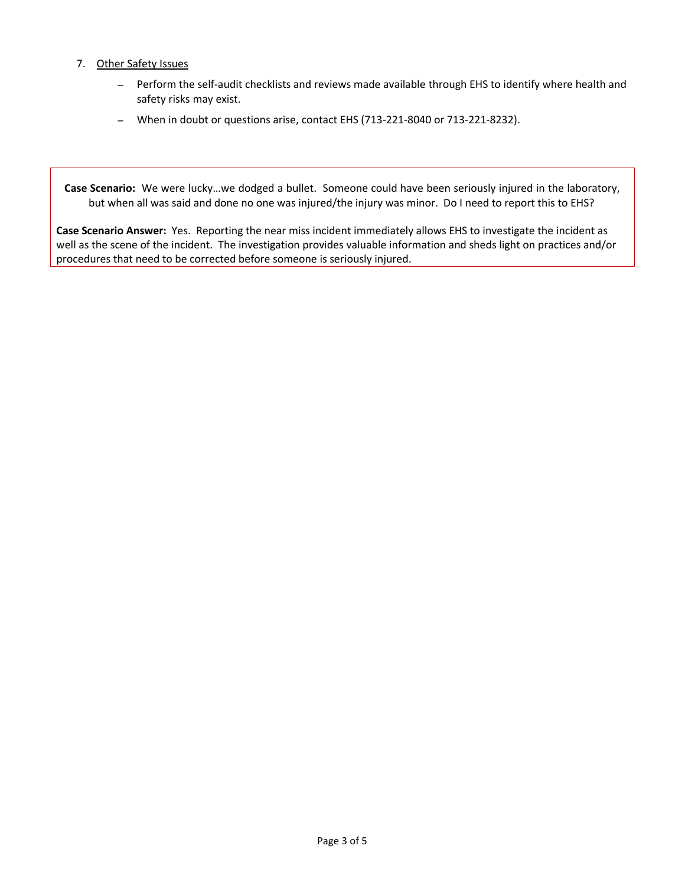7. Other Safety Issues
   - Perform the self-audit checklists and reviews made available through EHS to identify where health and safety risks may exist.
   - When in doubt or questions arise, contact EHS (713-221-8040 or 713-221-8232).

**Case Scenario:** We were lucky…we dodged a bullet. Someone could have been seriously injured in the laboratory, but when all was said and done no one was injured/the injury was minor. Do I need to report this to EHS?

**Case Scenario Answer:** Yes. Reporting the near miss incident immediately allows EHS to investigate the incident as well as the scene of the incident. The investigation provides valuable information and sheds light on practices and/or procedures that need to be corrected before someone is seriously injured.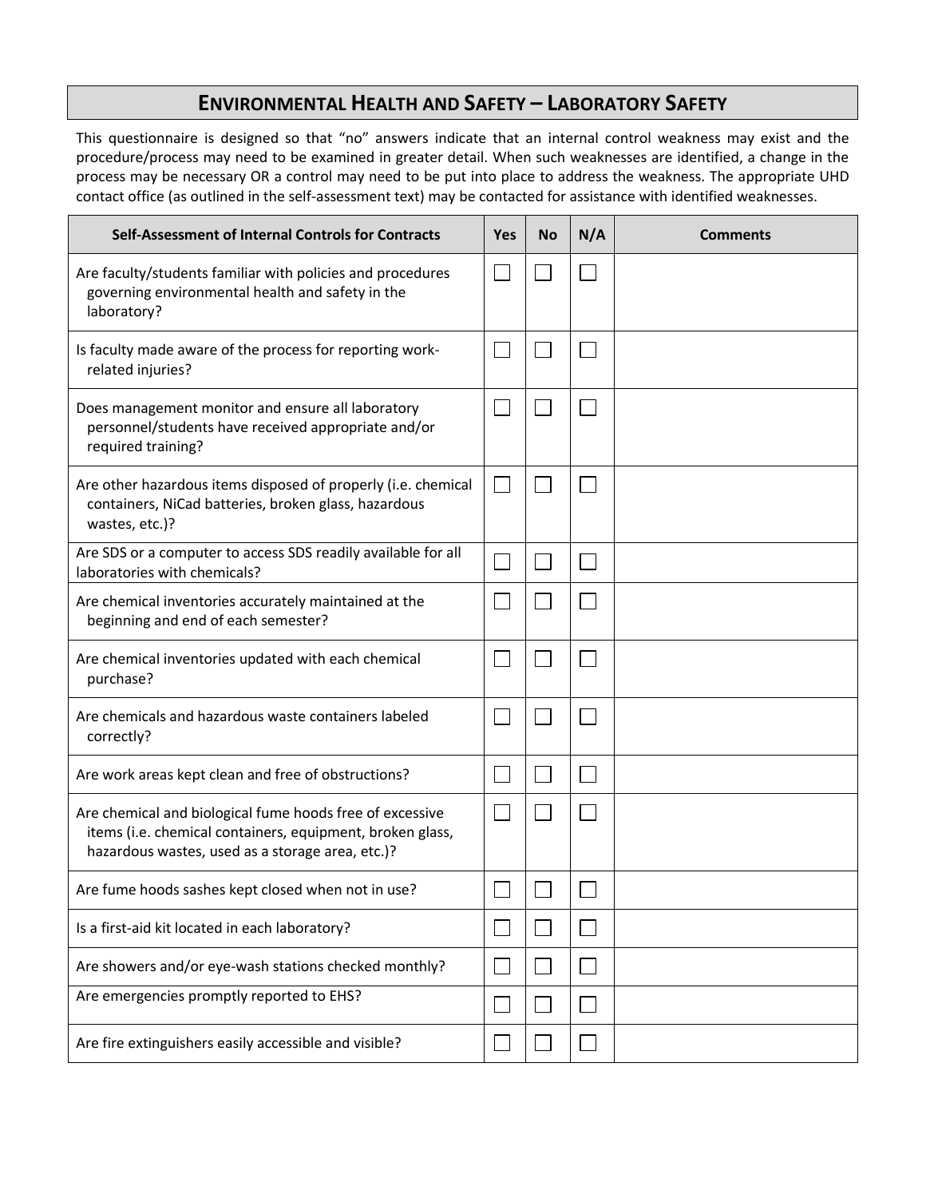# ENVIRONMENTAL HEALTH AND SAFETY – LABORATORY SAFETY

This questionnaire is designed so that "no" answers indicate that an internal control weakness may exist and the procedure/process may need to be examined in greater detail. When such weaknesses are identified, a change in the process may be necessary OR a control may need to be put into place to address the weakness. The appropriate UHD contact office (as outlined in the self-assessment text) may be contacted for assistance with identified weaknesses.

| Self-Assessment of Internal Controls for Contracts | Yes | No | N/A | Comments |
|---|---|---|---|---|
| Are faculty/students familiar with policies and procedures governing environmental health and safety in the laboratory? | ☐ | ☐ | ☐ | |
| Is faculty made aware of the process for reporting work-related injuries? | ☐ | ☐ | ☐ | |
| Does management monitor and ensure all laboratory personnel/students have received appropriate and/or required training? | ☐ | ☐ | ☐ | |
| Are other hazardous items disposed of properly (i.e. chemical containers, NiCad batteries, broken glass, hazardous wastes, etc.)? | ☐ | ☐ | ☐ | |
| Are SDS or a computer to access SDS readily available for all laboratories with chemicals? | ☐ | ☐ | ☐ | |
| Are chemical inventories accurately maintained at the beginning and end of each semester? | ☐ | ☐ | ☐ | |
| Are chemical inventories updated with each chemical purchase? | ☐ | ☐ | ☐ | |
| Are chemicals and hazardous waste containers labeled correctly? | ☐ | ☐ | ☐ | |
| Are work areas kept clean and free of obstructions? | ☐ | ☐ | ☐ | |
| Are chemical and biological fume hoods free of excessive items (i.e. chemical containers, equipment, broken glass, hazardous wastes, used as a storage area, etc.)? | ☐ | ☐ | ☐ | |
| Are fume hoods sashes kept closed when not in use? | ☐ | ☐ | ☐ | |
| Is a first-aid kit located in each laboratory? | ☐ | ☐ | ☐ | |
| Are showers and/or eye-wash stations checked monthly? | ☐ | ☐ | ☐ | |
| Are emergencies promptly reported to EHS? | ☐ | ☐ | ☐ | |
| Are fire extinguishers easily accessible and visible? | ☐ | ☐ | ☐ | |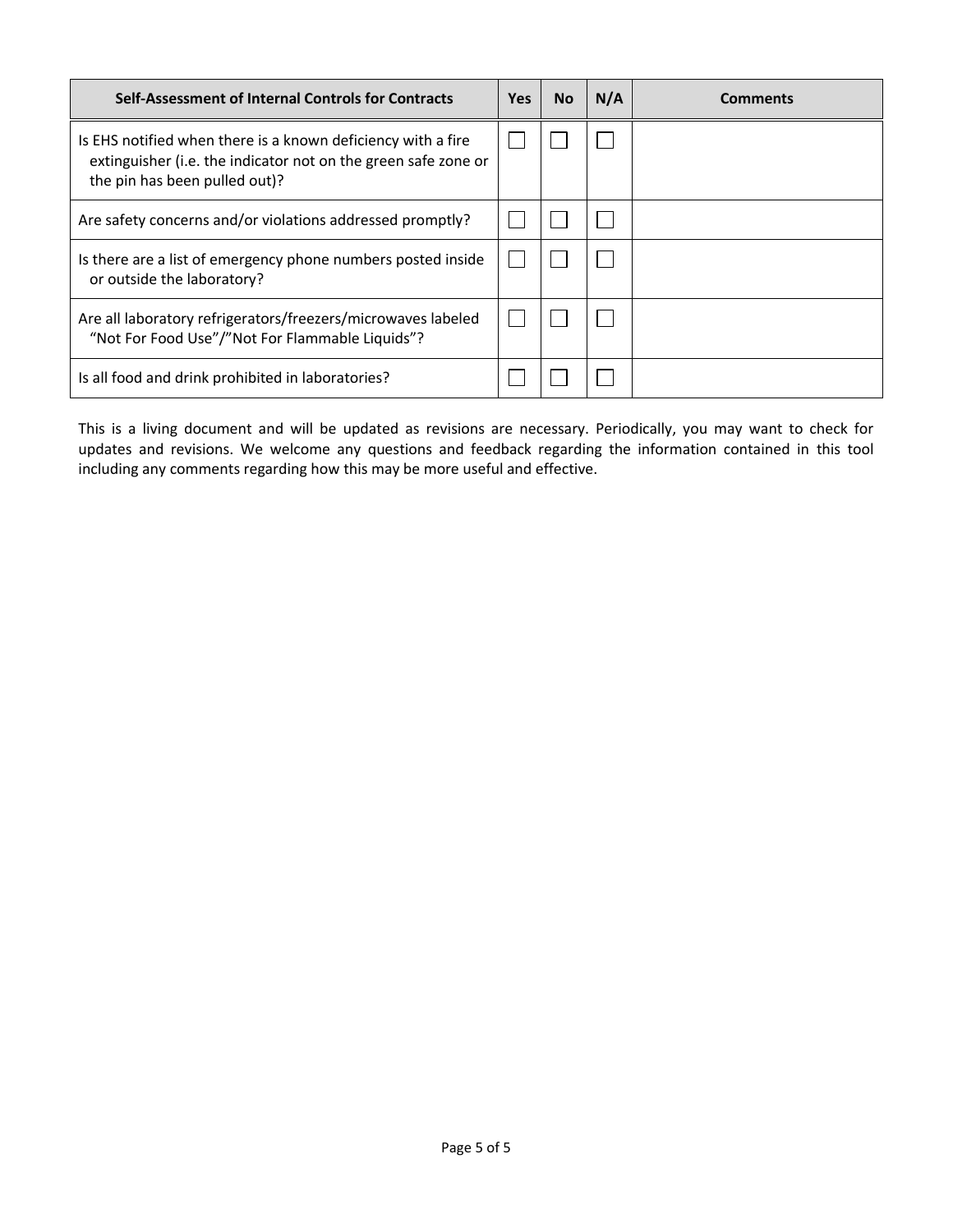| **Self-Assessment of Internal Controls for Contracts** | **Yes** | **No** | **N/A** | **Comments** |
|---|---|---|---|---|
| Is EHS notified when there is a known deficiency with a fire extinguisher (i.e. the indicator not on the green safe zone or the pin has been pulled out)? | ☐ | ☐ | ☐ | |
| Are safety concerns and/or violations addressed promptly? | ☐ | ☐ | ☐ | |
| Is there are a list of emergency phone numbers posted inside or outside the laboratory? | ☐ | ☐ | ☐ | |
| Are all laboratory refrigerators/freezers/microwaves labeled "Not For Food Use"/"Not For Flammable Liquids"? | ☐ | ☐ | ☐ | |
| Is all food and drink prohibited in laboratories? | ☐ | ☐ | ☐ | |

This is a living document and will be updated as revisions are necessary. Periodically, you may want to check for updates and revisions. We welcome any questions and feedback regarding the information contained in this tool including any comments regarding how this may be more useful and effective.